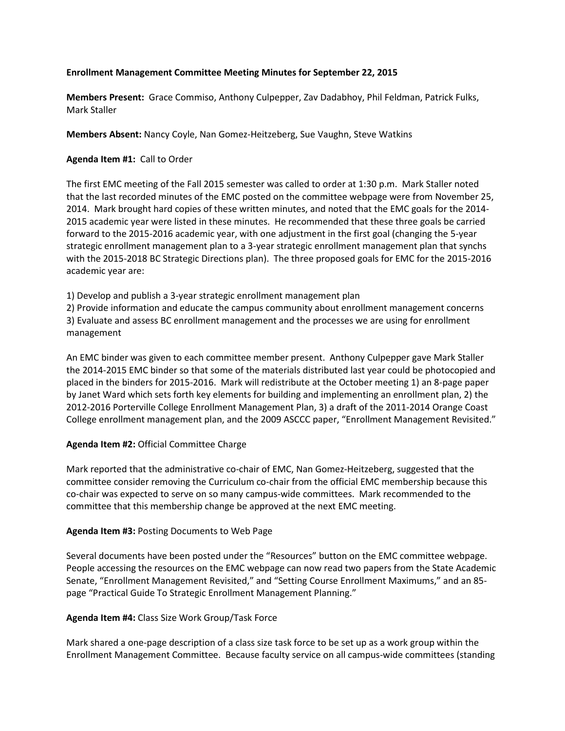**Enrollment Management Committee Meeting Minutes for September 22, 2015**

**Members Present:** Grace Commiso, Anthony Culpepper, Zav Dadabhoy, Phil Feldman, Patrick Fulks, Mark Staller

**Members Absent:** Nancy Coyle, Nan Gomez-Heitzeberg, Sue Vaughn, Steve Watkins

**Agenda Item #1:** Call to Order

The first EMC meeting of the Fall 2015 semester was called to order at 1:30 p.m. Mark Staller noted that the last recorded minutes of the EMC posted on the committee webpage were from November 25, 2014. Mark brought hard copies of these written minutes, and noted that the EMC goals for the 2014-2015 academic year were listed in these minutes. He recommended that these three goals be carried forward to the 2015-2016 academic year, with one adjustment in the first goal (changing the 5-year strategic enrollment management plan to a 3-year strategic enrollment management plan that synchs with the 2015-2018 BC Strategic Directions plan). The three proposed goals for EMC for the 2015-2016 academic year are:

1) Develop and publish a 3-year strategic enrollment management plan
2) Provide information and educate the campus community about enrollment management concerns
3) Evaluate and assess BC enrollment management and the processes we are using for enrollment management

An EMC binder was given to each committee member present. Anthony Culpepper gave Mark Staller the 2014-2015 EMC binder so that some of the materials distributed last year could be photocopied and placed in the binders for 2015-2016. Mark will redistribute at the October meeting 1) an 8-page paper by Janet Ward which sets forth key elements for building and implementing an enrollment plan, 2) the 2012-2016 Porterville College Enrollment Management Plan, 3) a draft of the 2011-2014 Orange Coast College enrollment management plan, and the 2009 ASCCC paper, "Enrollment Management Revisited."

**Agenda Item #2:** Official Committee Charge

Mark reported that the administrative co-chair of EMC, Nan Gomez-Heitzeberg, suggested that the committee consider removing the Curriculum co-chair from the official EMC membership because this co-chair was expected to serve on so many campus-wide committees. Mark recommended to the committee that this membership change be approved at the next EMC meeting.

**Agenda Item #3:** Posting Documents to Web Page

Several documents have been posted under the "Resources" button on the EMC committee webpage. People accessing the resources on the EMC webpage can now read two papers from the State Academic Senate, "Enrollment Management Revisited," and "Setting Course Enrollment Maximums," and an 85-page "Practical Guide To Strategic Enrollment Management Planning."

**Agenda Item #4:** Class Size Work Group/Task Force

Mark shared a one-page description of a class size task force to be set up as a work group within the Enrollment Management Committee. Because faculty service on all campus-wide committees (standing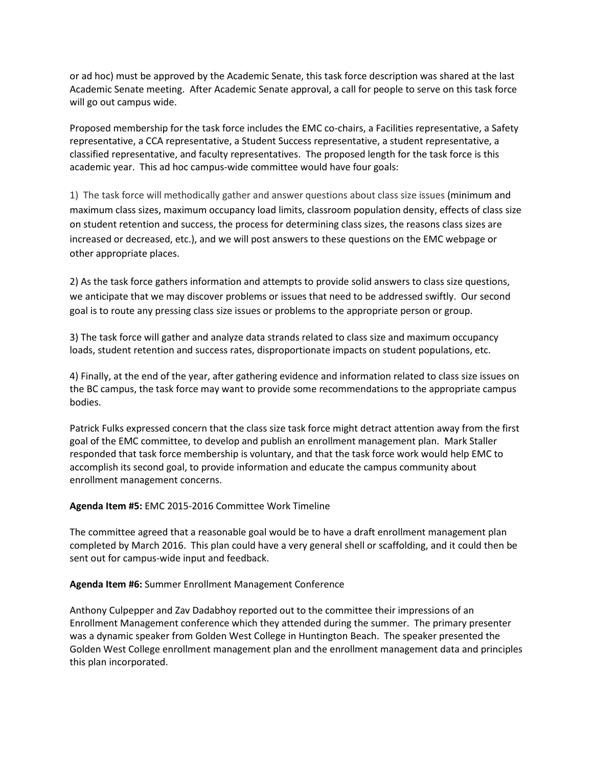or ad hoc) must be approved by the Academic Senate, this task force description was shared at the last Academic Senate meeting. After Academic Senate approval, a call for people to serve on this task force will go out campus wide.

Proposed membership for the task force includes the EMC co-chairs, a Facilities representative, a Safety representative, a CCA representative, a Student Success representative, a student representative, a classified representative, and faculty representatives. The proposed length for the task force is this academic year. This ad hoc campus-wide committee would have four goals:

1) The task force will methodically gather and answer questions about class size issues (minimum and maximum class sizes, maximum occupancy load limits, classroom population density, effects of class size on student retention and success, the process for determining class sizes, the reasons class sizes are increased or decreased, etc.), and we will post answers to these questions on the EMC webpage or other appropriate places.

2) As the task force gathers information and attempts to provide solid answers to class size questions, we anticipate that we may discover problems or issues that need to be addressed swiftly. Our second goal is to route any pressing class size issues or problems to the appropriate person or group.

3) The task force will gather and analyze data strands related to class size and maximum occupancy loads, student retention and success rates, disproportionate impacts on student populations, etc.

4) Finally, at the end of the year, after gathering evidence and information related to class size issues on the BC campus, the task force may want to provide some recommendations to the appropriate campus bodies.

Patrick Fulks expressed concern that the class size task force might detract attention away from the first goal of the EMC committee, to develop and publish an enrollment management plan. Mark Staller responded that task force membership is voluntary, and that the task force work would help EMC to accomplish its second goal, to provide information and educate the campus community about enrollment management concerns.

**Agenda Item #5:** EMC 2015-2016 Committee Work Timeline

The committee agreed that a reasonable goal would be to have a draft enrollment management plan completed by March 2016. This plan could have a very general shell or scaffolding, and it could then be sent out for campus-wide input and feedback.

**Agenda Item #6:** Summer Enrollment Management Conference

Anthony Culpepper and Zav Dadabhoy reported out to the committee their impressions of an Enrollment Management conference which they attended during the summer. The primary presenter was a dynamic speaker from Golden West College in Huntington Beach. The speaker presented the Golden West College enrollment management plan and the enrollment management data and principles this plan incorporated.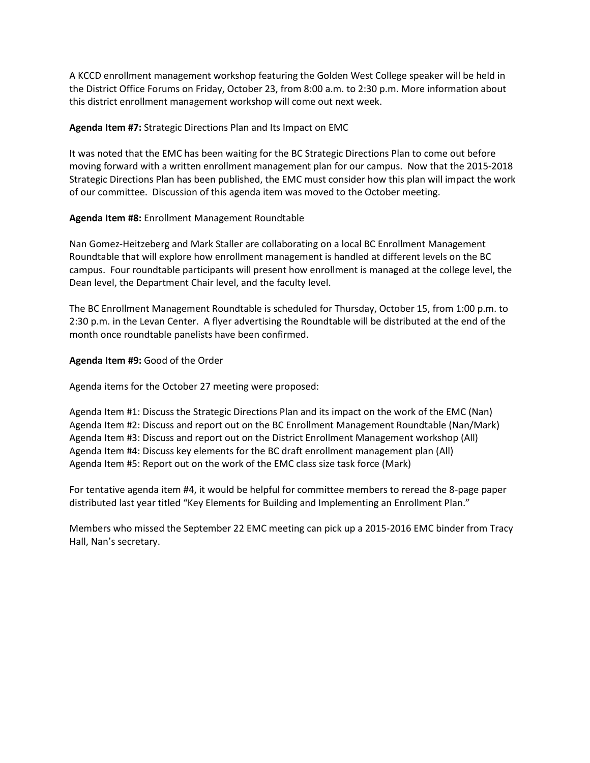A KCCD enrollment management workshop featuring the Golden West College speaker will be held in the District Office Forums on Friday, October 23, from 8:00 a.m. to 2:30 p.m. More information about this district enrollment management workshop will come out next week.

**Agenda Item #7:** Strategic Directions Plan and Its Impact on EMC

It was noted that the EMC has been waiting for the BC Strategic Directions Plan to come out before moving forward with a written enrollment management plan for our campus. Now that the 2015-2018 Strategic Directions Plan has been published, the EMC must consider how this plan will impact the work of our committee. Discussion of this agenda item was moved to the October meeting.

**Agenda Item #8:** Enrollment Management Roundtable

Nan Gomez-Heitzeberg and Mark Staller are collaborating on a local BC Enrollment Management Roundtable that will explore how enrollment management is handled at different levels on the BC campus. Four roundtable participants will present how enrollment is managed at the college level, the Dean level, the Department Chair level, and the faculty level.

The BC Enrollment Management Roundtable is scheduled for Thursday, October 15, from 1:00 p.m. to 2:30 p.m. in the Levan Center. A flyer advertising the Roundtable will be distributed at the end of the month once roundtable panelists have been confirmed.

**Agenda Item #9:** Good of the Order

Agenda items for the October 27 meeting were proposed:

Agenda Item #1: Discuss the Strategic Directions Plan and its impact on the work of the EMC (Nan)
Agenda Item #2: Discuss and report out on the BC Enrollment Management Roundtable (Nan/Mark)
Agenda Item #3: Discuss and report out on the District Enrollment Management workshop (All)
Agenda Item #4: Discuss key elements for the BC draft enrollment management plan (All)
Agenda Item #5: Report out on the work of the EMC class size task force (Mark)

For tentative agenda item #4, it would be helpful for committee members to reread the 8-page paper distributed last year titled "Key Elements for Building and Implementing an Enrollment Plan."

Members who missed the September 22 EMC meeting can pick up a 2015-2016 EMC binder from Tracy Hall, Nan's secretary.